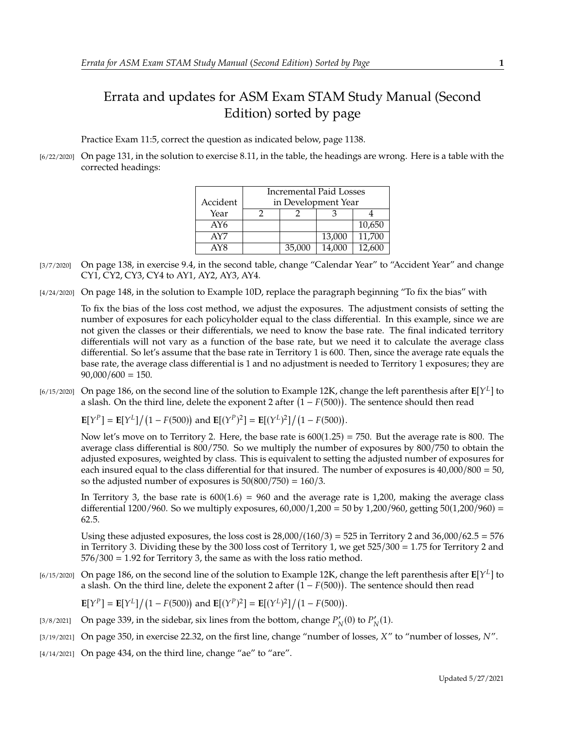# Errata and updates for ASM Exam STAM Study Manual (Second Edition) sorted by page

Practice Exam 11:5, correct the question as indicated below, page 1138.

[6/22/2020] On page 131, in the solution to exercise 8.11, in the table, the headings are wrong. Here is a table with the corrected headings:

| Accident | Incremental Paid Losses in Development Year | | | |
|---|---|---|---|---|
| Year | 2 | 2 | 3 | 4 |
| AY6 | | | | 10,650 |
| AY7 | | | 13,000 | 11,700 |
| AY8 | | 35,000 | 14,000 | 12,600 |

[3/7/2020] On page 138, in exercise 9.4, in the second table, change "Calendar Year" to "Accident Year" and change CY1, CY2, CY3, CY4 to AY1, AY2, AY3, AY4.

[4/24/2020] On page 148, in the solution to Example 10D, replace the paragraph beginning "To fix the bias" with

To fix the bias of the loss cost method, we adjust the exposures. The adjustment consists of setting the number of exposures for each policyholder equal to the class differential. In this example, since we are not given the classes or their differentials, we need to know the base rate. The final indicated territory differentials will not vary as a function of the base rate, but we need it to calculate the average class differential. So let's assume that the base rate in Territory 1 is 600. Then, since the average rate equals the base rate, the average class differential is 1 and no adjustment is needed to Territory 1 exposures; they are $90{,}000/600 = 150$.

[6/15/2020] On page 186, on the second line of the solution to Example 12K, change the left parenthesis after $\mathbf{E}[Y^L]$ to a slash. On the third line, delete the exponent 2 after $\big(1 - F(500)\big)$. The sentence should then read

$\mathbf{E}[Y^P] = \mathbf{E}[Y^L]\big/\big(1 - F(500)\big)$ and $\mathbf{E}[(Y^P)^2] = \mathbf{E}[(Y^L)^2]\big/\big(1 - F(500)\big)$.

Now let's move on to Territory 2. Here, the base rate is $600(1.25) = 750$. But the average rate is 800. The average class differential is $800/750$. So we multiply the number of exposures by $800/750$ to obtain the adjusted exposures, weighted by class. This is equivalent to setting the adjusted number of exposures for each insured equal to the class differential for that insured. The number of exposures is $40{,}000/800 = 50$, so the adjusted number of exposures is $50(800/750) = 160/3$.

In Territory 3, the base rate is $600(1.6) = 960$ and the average rate is 1,200, making the average class differential $1200/960$. So we multiply exposures, $60{,}000/1{,}200 = 50$ by $1{,}200/960$, getting $50(1{,}200/960) = 62.5$.

Using these adjusted exposures, the loss cost is $28{,}000/(160/3) = 525$ in Territory 2 and $36{,}000/62.5 = 576$ in Territory 3. Dividing these by the 300 loss cost of Territory 1, we get $525/300 = 1.75$ for Territory 2 and $576/300 = 1.92$ for Territory 3, the same as with the loss ratio method.

[6/15/2020] On page 186, on the second line of the solution to Example 12K, change the left parenthesis after $\mathbf{E}[Y^L]$ to a slash. On the third line, delete the exponent 2 after $\big(1 - F(500)\big)$. The sentence should then read

$\mathbf{E}[Y^P] = \mathbf{E}[Y^L]\big/\big(1 - F(500)\big)$ and $\mathbf{E}[(Y^P)^2] = \mathbf{E}[(Y^L)^2]\big/\big(1 - F(500)\big)$.

[3/8/2021] On page 339, in the sidebar, six lines from the bottom, change $P'_N(0)$ to $P'_N(1)$.

[3/19/2021] On page 350, in exercise 22.32, on the first line, change "number of losses, $X$" to "number of losses, $N$".

[4/14/2021] On page 434, on the third line, change "ae" to "are".

Updated 5/27/2021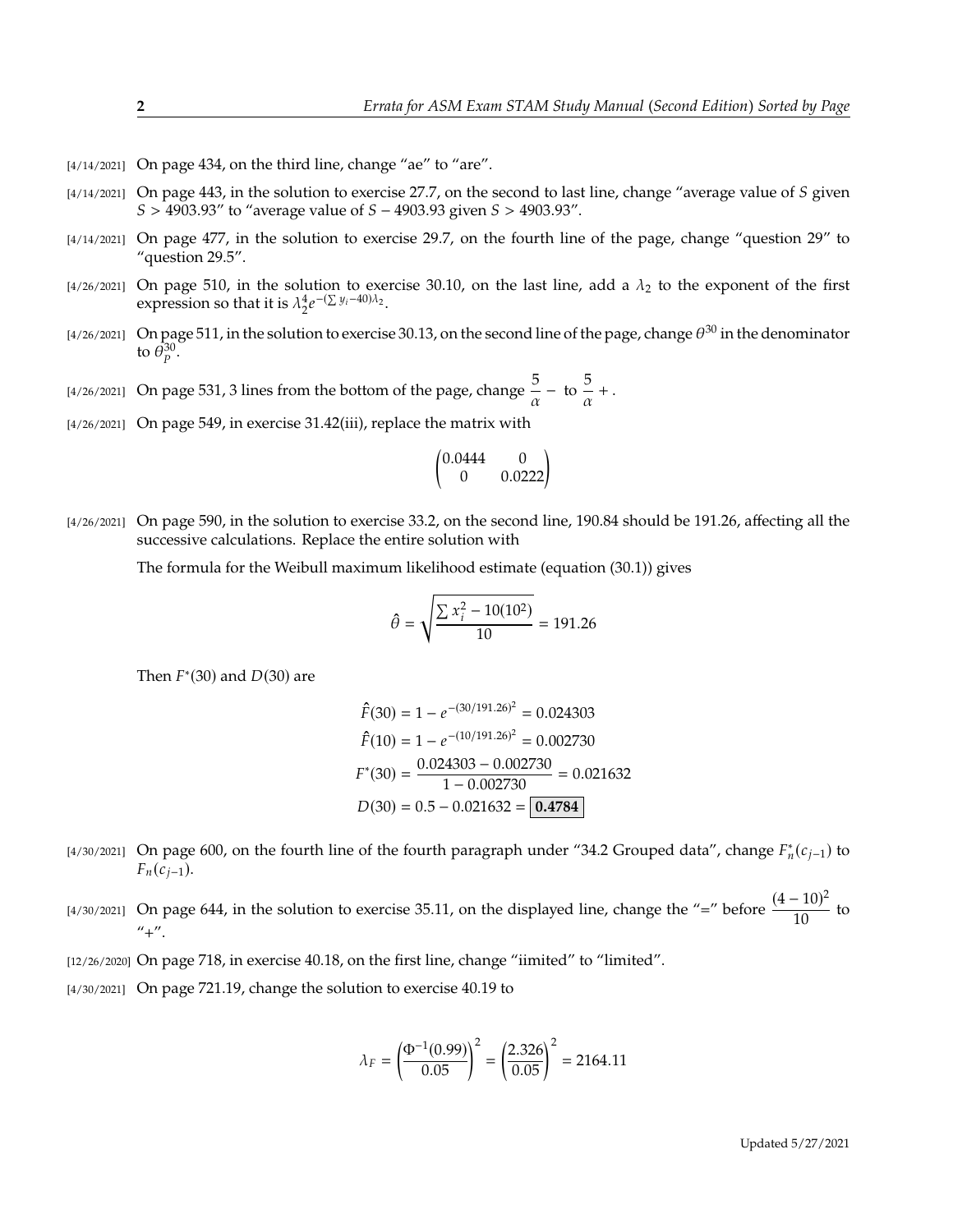[4/14/2021] On page 434, on the third line, change "ae" to "are".

[4/14/2021] On page 443, in the solution to exercise 27.7, on the second to last line, change "average value of $S$ given $S > 4903.93$" to "average value of $S - 4903.93$ given $S > 4903.93$".

[4/14/2021] On page 477, in the solution to exercise 29.7, on the fourth line of the page, change "question 29" to "question 29.5".

[4/26/2021] On page 510, in the solution to exercise 30.10, on the last line, add a $\lambda_2$ to the exponent of the first expression so that it is $\lambda_2^4 e^{-(\sum y_i - 40)\lambda_2}$.

[4/26/2021] On page 511, in the solution to exercise 30.13, on the second line of the page, change $\theta^{30}$ in the denominator to $\theta_P^{30}$.

[4/26/2021] On page 531, 3 lines from the bottom of the page, change $\frac{5}{\alpha} -$ to $\frac{5}{\alpha} +$.

[4/26/2021] On page 549, in exercise 31.42(iii), replace the matrix with

$$\begin{pmatrix} 0.0444 & 0 \\ 0 & 0.0222 \end{pmatrix}$$

[4/26/2021] On page 590, in the solution to exercise 33.2, on the second line, 190.84 should be 191.26, affecting all the successive calculations. Replace the entire solution with

The formula for the Weibull maximum likelihood estimate (equation (30.1)) gives

$$\hat{\theta} = \sqrt{\frac{\sum x_i^2 - 10(10^2)}{10}} = 191.26$$

Then $F^*(30)$ and $D(30)$ are

$$\hat{F}(30) = 1 - e^{-(30/191.26)^2} = 0.024303$$

$$\hat{F}(10) = 1 - e^{-(10/191.26)^2} = 0.002730$$

$$F^*(30) = \frac{0.024303 - 0.002730}{1 - 0.002730} = 0.021632$$

$$D(30) = 0.5 - 0.021632 = \boxed{\mathbf{0.4784}}$$

[4/30/2021] On page 600, on the fourth line of the fourth paragraph under "34.2 Grouped data", change $F_n^*(c_{j-1})$ to $F_n(c_{j-1})$.

[4/30/2021] On page 644, in the solution to exercise 35.11, on the displayed line, change the "=" before $\frac{(4-10)^2}{10}$ to "+".

[12/26/2020] On page 718, in exercise 40.18, on the first line, change "iimited" to "limited".

[4/30/2021] On page 721.19, change the solution to exercise 40.19 to

$$\lambda_F = \left(\frac{\Phi^{-1}(0.99)}{0.05}\right)^2 = \left(\frac{2.326}{0.05}\right)^2 = 2164.11$$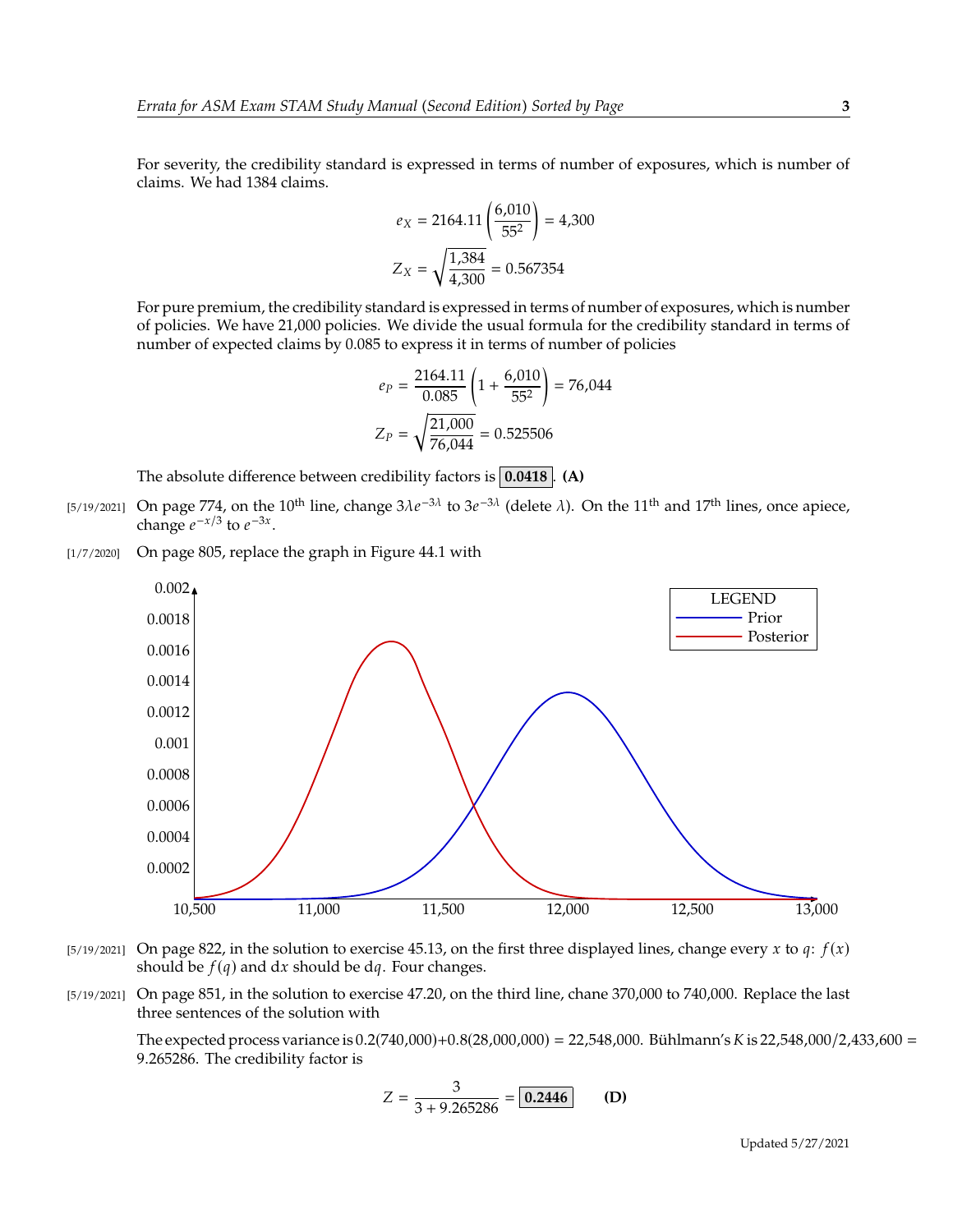For severity, the credibility standard is expressed in terms of number of exposures, which is number of claims. We had 1384 claims.

$$e_X = 2164.11\left(\frac{6{,}010}{55^2}\right) = 4{,}300$$

$$Z_X = \sqrt{\frac{1{,}384}{4{,}300}} = 0.567354$$

For pure premium, the credibility standard is expressed in terms of number of exposures, which is number of policies. We have 21,000 policies. We divide the usual formula for the credibility standard in terms of number of expected claims by 0.085 to express it in terms of number of policies

$$e_P = \frac{2164.11}{0.085}\left(1 + \frac{6{,}010}{55^2}\right) = 76{,}044$$

$$Z_P = \sqrt{\frac{21{,}000}{76{,}044}} = 0.525506$$

The absolute difference between credibility factors is **0.0418**. **(A)**

[5/19/2021] On page 774, on the 10th line, change $3\lambda e^{-3\lambda}$ to $3e^{-3\lambda}$ (delete $\lambda$). On the 11th and 17th lines, once apiece, change $e^{-x/3}$ to $e^{-3x}$.

[1/7/2020] On page 805, replace the graph in Figure 44.1 with

[5/19/2021] On page 822, in the solution to exercise 45.13, on the first three displayed lines, change every $x$ to $q$: $f(x)$ should be $f(q)$ and $\mathrm{d}x$ should be $\mathrm{d}q$. Four changes.

[5/19/2021] On page 851, in the solution to exercise 47.20, on the third line, chane 370,000 to 740,000. Replace the last three sentences of the solution with

The expected process variance is 0.2(740,000)+0.8(28,000,000) = 22,548,000. Bühlmann's $K$ is 22,548,000/2,433,600 = 9.265286. The credibility factor is

$$Z = \frac{3}{3 + 9.265286} = \boxed{0.2446} \qquad \textbf{(D)}$$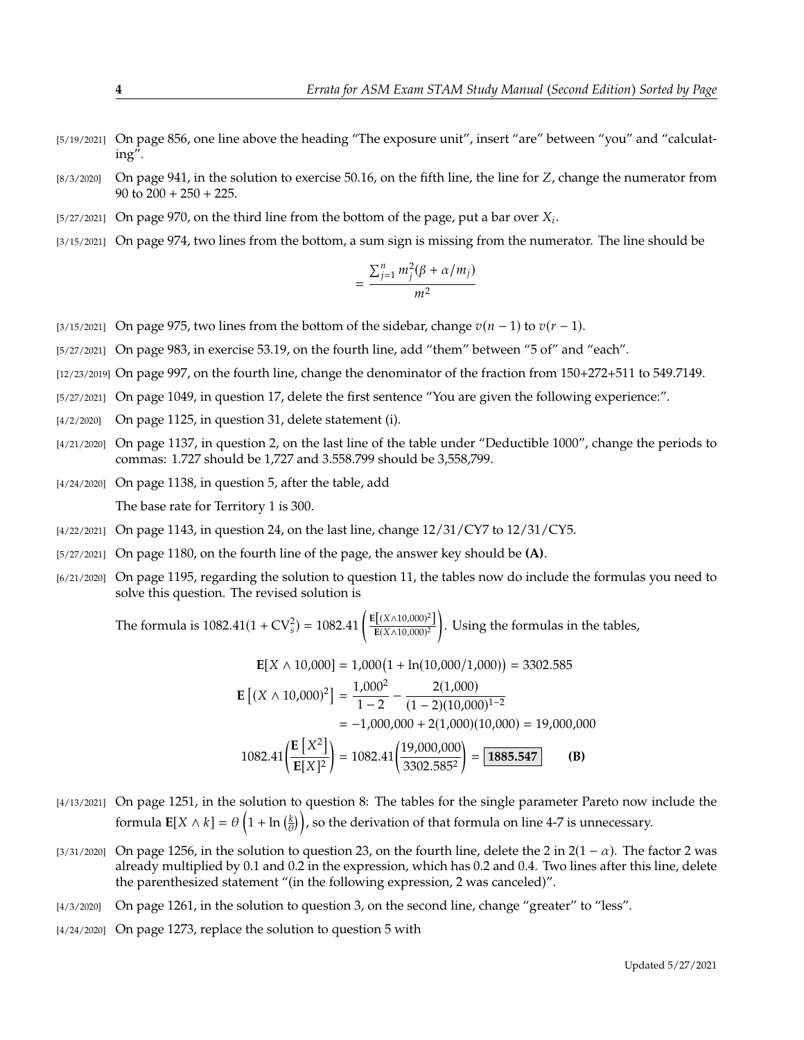[5/19/2021] On page 856, one line above the heading "The exposure unit", insert "are" between "you" and "calculating".

[8/3/2020] On page 941, in the solution to exercise 50.16, on the fifth line, the line for $Z$, change the numerator from 90 to $200 + 250 + 225$.

[5/27/2021] On page 970, on the third line from the bottom of the page, put a bar over $X_i$.

[3/15/2021] On page 974, two lines from the bottom, a sum sign is missing from the numerator. The line should be

$$= \frac{\sum_{j=1}^{n} m_j^2(\beta + \alpha/m_j)}{m^2}$$

[3/15/2021] On page 975, two lines from the bottom of the sidebar, change $v(n-1)$ to $v(r-1)$.

[5/27/2021] On page 983, in exercise 53.19, on the fourth line, add "them" between "5 of" and "each".

[12/23/2019] On page 997, on the fourth line, change the denominator of the fraction from 150+272+511 to 549.7149.

[5/27/2021] On page 1049, in question 17, delete the first sentence "You are given the following experience:".

[4/2/2020] On page 1125, in question 31, delete statement (i).

[4/21/2020] On page 1137, in question 2, on the last line of the table under "Deductible 1000", change the periods to commas: 1.727 should be 1,727 and 3.558.799 should be 3,558,799.

[4/24/2020] On page 1138, in question 5, after the table, add

The base rate for Territory 1 is 300.

[4/22/2021] On page 1143, in question 24, on the last line, change 12/31/CY7 to 12/31/CY5.

[5/27/2021] On page 1180, on the fourth line of the page, the answer key should be **(A)**.

[6/21/2020] On page 1195, regarding the solution to question 11, the tables now do include the formulas you need to solve this question. The revised solution is

The formula is $1082.41(1 + \mathrm{CV}_s^2) = 1082.41\left(\frac{\mathbf{E}\left[(X\wedge 10{,}000)^2\right]}{\mathbf{E}(X\wedge 10{,}000)^2}\right)$. Using the formulas in the tables,

$$\mathbf{E}[X \wedge 10{,}000] = 1{,}000\big(1 + \ln(10{,}000/1{,}000)\big) = 3302.585$$

$$\begin{aligned}\mathbf{E}\left[(X \wedge 10{,}000)^2\right] &= \frac{1{,}000^2}{1-2} - \frac{2(1{,}000)}{(1-2)(10{,}000)^{1-2}} \\ &= -1{,}000{,}000 + 2(1{,}000)(10{,}000) = 19{,}000{,}000\end{aligned}$$

$$1082.41\left(\frac{\mathbf{E}\left[X^2\right]}{\mathbf{E}[X]^2}\right) = 1082.41\left(\frac{19{,}000{,}000}{3302.585^2}\right) = \boxed{1885.547} \qquad \textbf{(B)}$$

[4/13/2021] On page 1251, in the solution to question 8: The tables for the single parameter Pareto now include the formula $\mathbf{E}[X \wedge k] = \theta\left(1 + \ln\left(\frac{k}{\theta}\right)\right)$, so the derivation of that formula on line 4-7 is unnecessary.

[3/31/2020] On page 1256, in the solution to question 23, on the fourth line, delete the 2 in $2(1-\alpha)$. The factor 2 was already multiplied by 0.1 and 0.2 in the expression, which has 0.2 and 0.4. Two lines after this line, delete the parenthesized statement "(in the following expression, 2 was canceled)".

[4/3/2020] On page 1261, in the solution to question 3, on the second line, change "greater" to "less".

[4/24/2020] On page 1273, replace the solution to question 5 with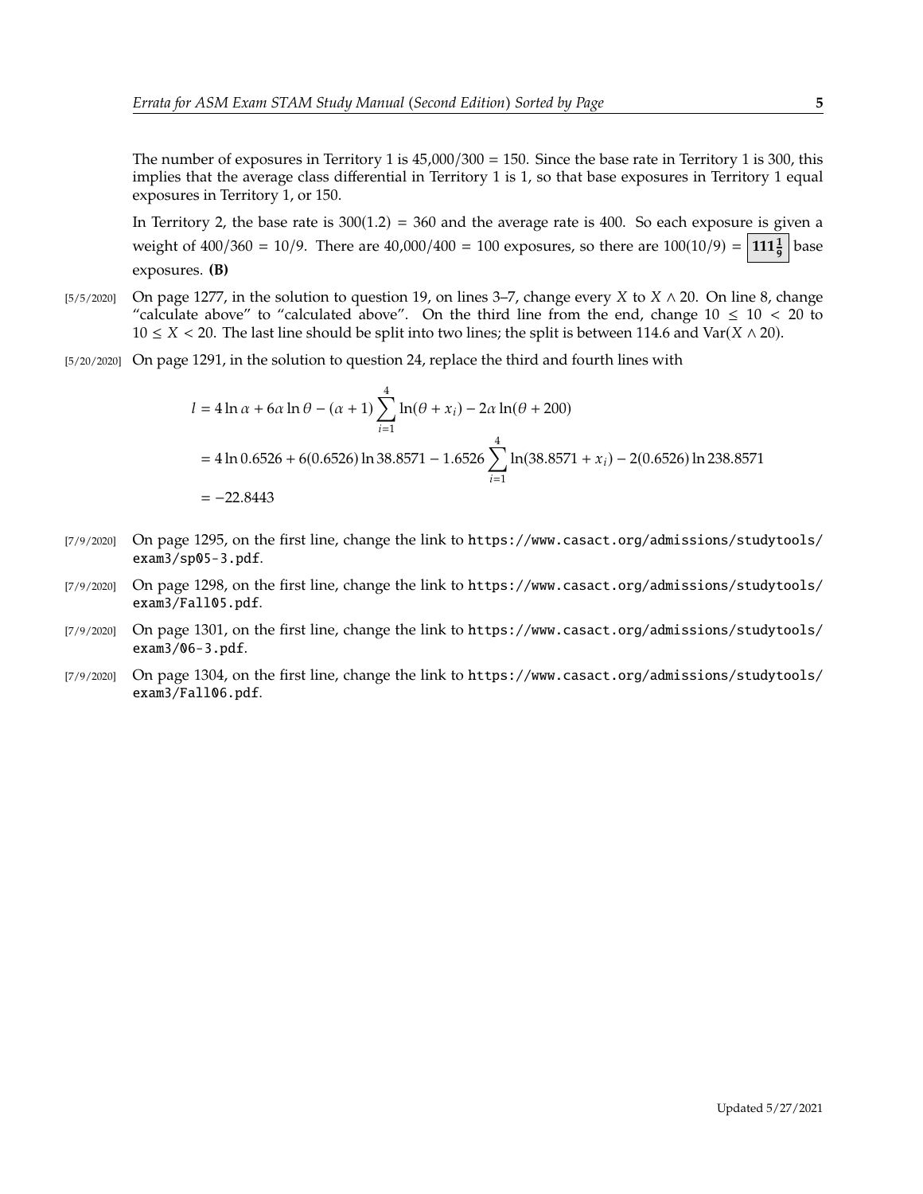The number of exposures in Territory 1 is 45,000/300 = 150. Since the base rate in Territory 1 is 300, this implies that the average class differential in Territory 1 is 1, so that base exposures in Territory 1 equal exposures in Territory 1, or 150.

In Territory 2, the base rate is 300(1.2) = 360 and the average rate is 400. So each exposure is given a weight of 400/360 = 10/9. There are 40,000/400 = 100 exposures, so there are 100(10/9) = $\boxed{\mathbf{111\frac{1}{9}}}$ base exposures. **(B)**

[5/5/2020] On page 1277, in the solution to question 19, on lines 3–7, change every $X$ to $X \wedge 20$. On line 8, change "calculate above" to "calculated above". On the third line from the end, change $10 \leq 10 < 20$ to $10 \leq X < 20$. The last line should be split into two lines; the split is between 114.6 and $\mathrm{Var}(X \wedge 20)$.

[5/20/2020] On page 1291, in the solution to question 24, replace the third and fourth lines with

$$
\begin{aligned}
l &= 4 \ln \alpha + 6\alpha \ln \theta - (\alpha + 1) \sum_{i=1}^{4} \ln(\theta + x_i) - 2\alpha \ln(\theta + 200) \\
&= 4 \ln 0.6526 + 6(0.6526) \ln 38.8571 - 1.6526 \sum_{i=1}^{4} \ln(38.8571 + x_i) - 2(0.6526) \ln 238.8571 \\
&= -22.8443
\end{aligned}
$$

[7/9/2020] On page 1295, on the first line, change the link to `https://www.casact.org/admissions/studytools/exam3/sp05-3.pdf`.

[7/9/2020] On page 1298, on the first line, change the link to `https://www.casact.org/admissions/studytools/exam3/Fall05.pdf`.

[7/9/2020] On page 1301, on the first line, change the link to `https://www.casact.org/admissions/studytools/exam3/06-3.pdf`.

[7/9/2020] On page 1304, on the first line, change the link to `https://www.casact.org/admissions/studytools/exam3/Fall06.pdf`.